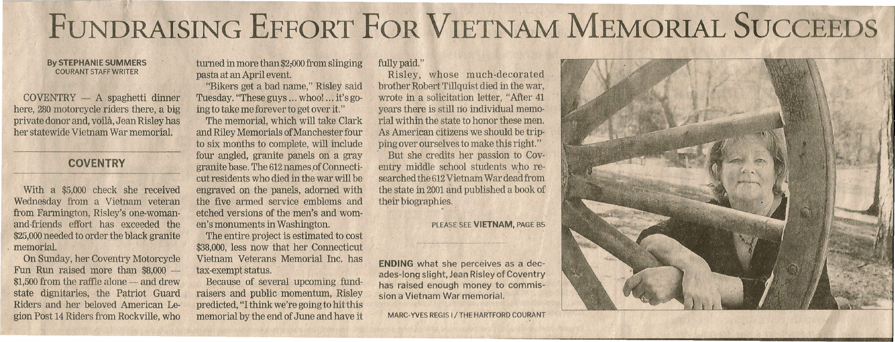# FUNDRAISING EFFORT FOR VIETNAM MEMORIAL SUCCEEDS

**By STEPHANIE SUMMERS**
COURANT STAFF WRITER

COVENTRY — A spaghetti dinner here, 280 motorcycle riders there, a big private donor and, voilà, Jean Risley has her statewide Vietnam War memorial.

## COVENTRY

With a $5,000 check she received Wednesday from a Vietnam veteran from Farmington, Risley's one-woman-and-friends effort has exceeded the $25,000 needed to order the black granite memorial.

On Sunday, her Coventry Motorcycle Fun Run raised more than $8,000 — $1,500 from the raffle alone — and drew state dignitaries, the Patriot Guard Riders and her beloved American Legion Post 14 Riders from Rockville, who turned in more than $2,000 from slinging pasta at an April event.

"Bikers get a bad name," Risley said Tuesday. "These guys ... whoo! ... it's going to take me forever to get over it."

The memorial, which will take Clark and Riley Memorials of Manchester four to six months to complete, will include four angled, granite panels on a gray granite base. The 612 names of Connecticut residents who died in the war will be engraved on the panels, adorned with the five armed service emblems and etched versions of the men's and women's monuments in Washington.

The entire project is estimated to cost $38,000, less now that her Connecticut Vietnam Veterans Memorial Inc. has tax-exempt status.

Because of several upcoming fundraisers and public momentum, Risley predicted, "I think we're going to hit this memorial by the end of June and have it fully paid."

Risley, whose much-decorated brother Robert Tillquist died in the war, wrote in a solicitation letter, "After 41 years there is still no individual memorial within the state to honor these men. As American citizens we should be tripping over ourselves to make this right."

But she credits her passion to Coventry middle school students who researched the 612 Vietnam War dead from the state in 2001 and published a book of their biographies.

PLEASE SEE **VIETNAM**, PAGE B5

**ENDING** what she perceives as a decades-long slight, Jean Risley of Coventry has raised enough money to commission a Vietnam War memorial.

MARC-YVES REGIS I / THE HARTFORD COURANT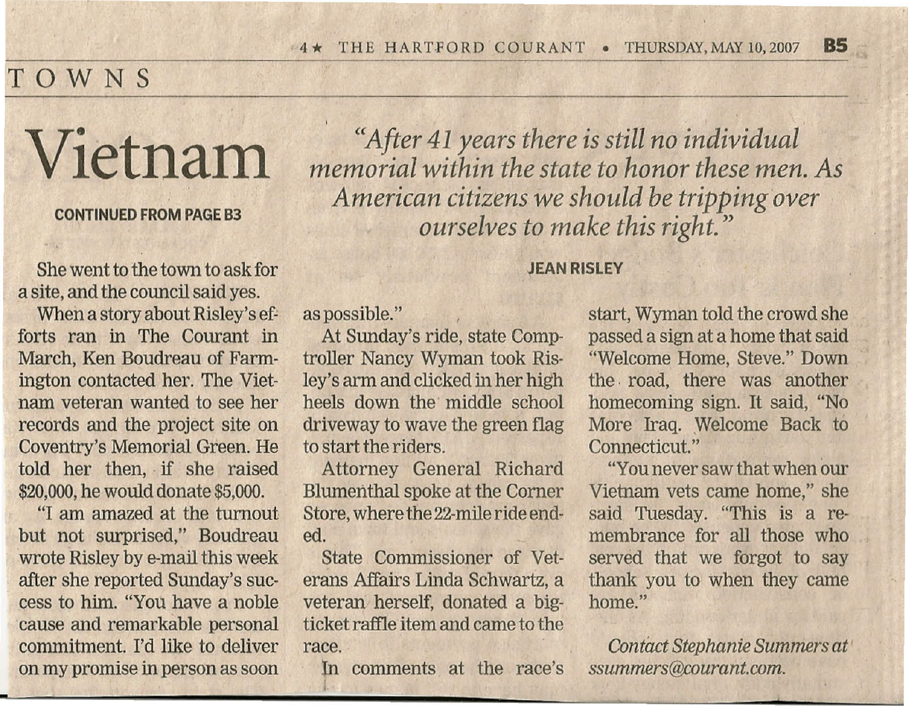TOWNS

# Vietnam

**CONTINUED FROM PAGE B3**

*"After 41 years there is still no individual memorial within the state to honor these men. As American citizens we should be tripping over ourselves to make this right."*

**JEAN RISLEY**

She went to the town to ask for a site, and the council said yes.

When a story about Risley's efforts ran in The Courant in March, Ken Boudreau of Farmington contacted her. The Vietnam veteran wanted to see her records and the project site on Coventry's Memorial Green. He told her then, if she raised $20,000, he would donate $5,000.

"I am amazed at the turnout but not surprised," Boudreau wrote Risley by e-mail this week after she reported Sunday's success to him. "You have a noble cause and remarkable personal commitment. I'd like to deliver on my promise in person as soon as possible."

At Sunday's ride, state Comptroller Nancy Wyman took Risley's arm and clicked in her high heels down the middle school driveway to wave the green flag to start the riders.

Attorney General Richard Blumenthal spoke at the Corner Store, where the 22-mile ride ended.

State Commissioner of Veterans Affairs Linda Schwartz, a veteran herself, donated a big-ticket raffle item and came to the race.

In comments at the race's start, Wyman told the crowd she passed a sign at a home that said "Welcome Home, Steve." Down the road, there was another homecoming sign. It said, "No More Iraq. Welcome Back to Connecticut."

"You never saw that when our Vietnam vets came home," she said Tuesday. "This is a remembrance for all those who served that we forgot to say thank you to when they came home."

*Contact Stephanie Summers at ssummers@courant.com.*